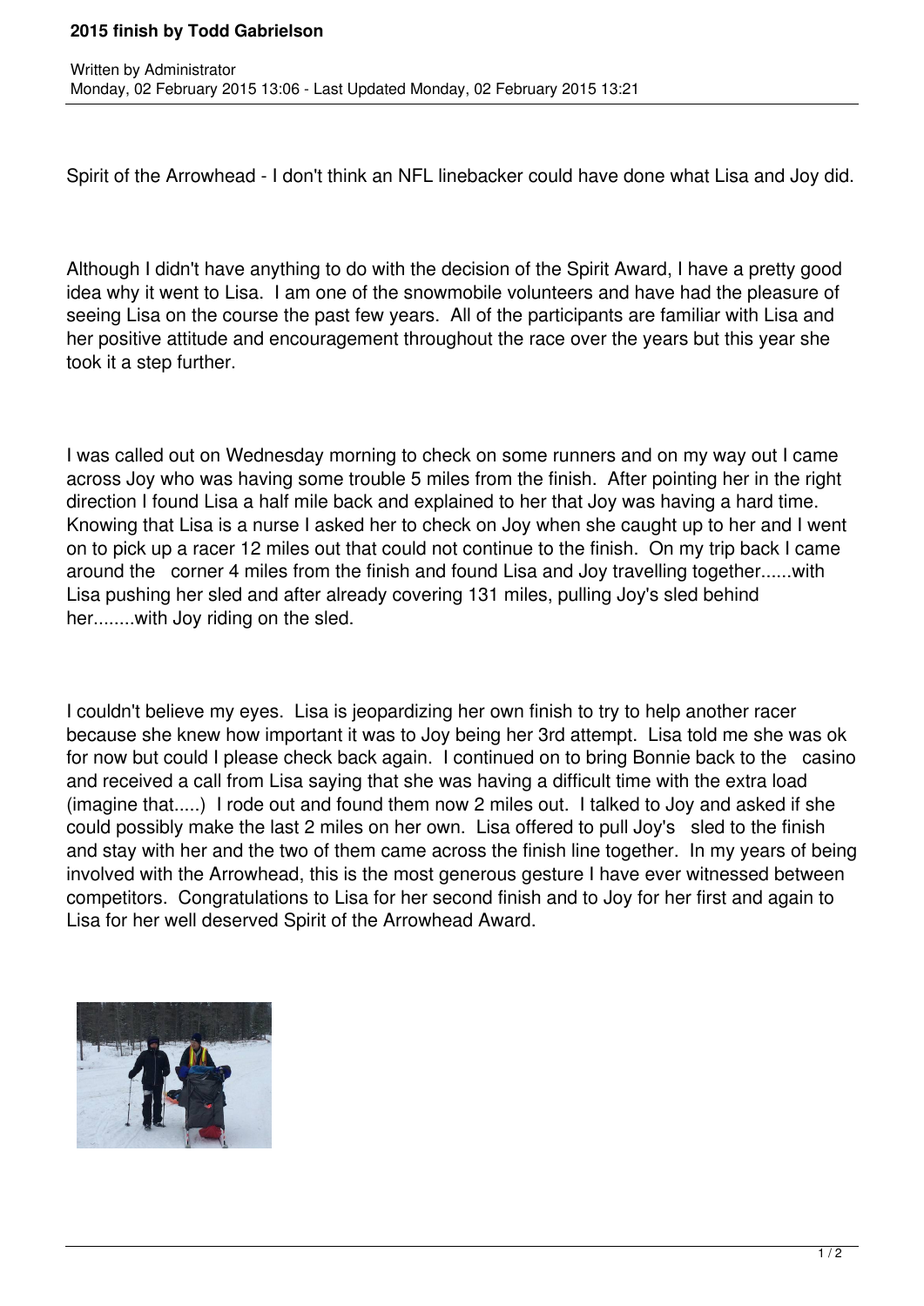## 2015 finish by Todd Gabrielson

Written by Administrator
Monday, 02 February 2015 13:06 - Last Updated Monday, 02 February 2015 13:21

Spirit of the Arrowhead - I don't think an NFL linebacker could have done what Lisa and Joy did.

Although I didn't have anything to do with the decision of the Spirit Award, I have a pretty good idea why it went to Lisa. I am one of the snowmobile volunteers and have had the pleasure of seeing Lisa on the course the past few years. All of the participants are familiar with Lisa and her positive attitude and encouragement throughout the race over the years but this year she took it a step further.

I was called out on Wednesday morning to check on some runners and on my way out I came across Joy who was having some trouble 5 miles from the finish. After pointing her in the right direction I found Lisa a half mile back and explained to her that Joy was having a hard time. Knowing that Lisa is a nurse I asked her to check on Joy when she caught up to her and I went on to pick up a racer 12 miles out that could not continue to the finish. On my trip back I came around the corner 4 miles from the finish and found Lisa and Joy travelling together......with Lisa pushing her sled and after already covering 131 miles, pulling Joy's sled behind her........with Joy riding on the sled.

I couldn't believe my eyes. Lisa is jeopardizing her own finish to try to help another racer because she knew how important it was to Joy being her 3rd attempt. Lisa told me she was ok for now but could I please check back again. I continued on to bring Bonnie back to the casino and received a call from Lisa saying that she was having a difficult time with the extra load (imagine that.....) I rode out and found them now 2 miles out. I talked to Joy and asked if she could possibly make the last 2 miles on her own. Lisa offered to pull Joy's sled to the finish and stay with her and the two of them came across the finish line together. In my years of being involved with the Arrowhead, this is the most generous gesture I have ever witnessed between competitors. Congratulations to Lisa for her second finish and to Joy for her first and again to Lisa for her well deserved Spirit of the Arrowhead Award.